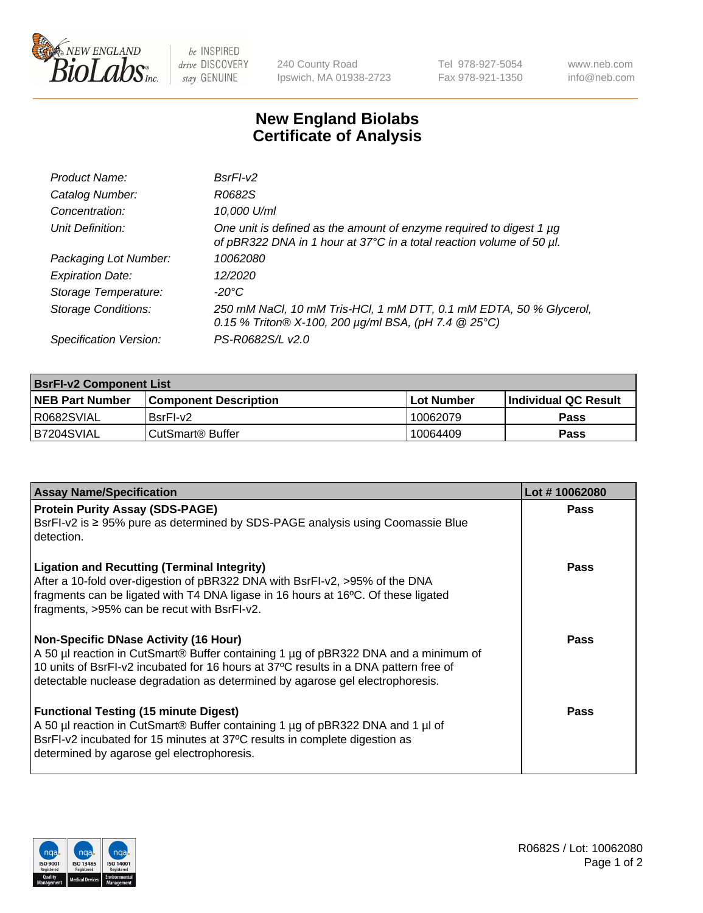# New England Biolabs
## Certificate of Analysis

| | |
|---|---|
| *Product Name:* | *BsrFI-v2* |
| *Catalog Number:* | *R0682S* |
| *Concentration:* | *10,000 U/ml* |
| *Unit Definition:* | *One unit is defined as the amount of enzyme required to digest 1 µg of pBR322 DNA in 1 hour at 37°C in a total reaction volume of 50 µl.* |
| *Packaging Lot Number:* | *10062080* |
| *Expiration Date:* | *12/2020* |
| *Storage Temperature:* | *-20°C* |
| *Storage Conditions:* | *250 mM NaCl, 10 mM Tris-HCl, 1 mM DTT, 0.1 mM EDTA, 50 % Glycerol, 0.15 % Triton® X-100, 200 µg/ml BSA, (pH 7.4 @ 25°C)* |
| *Specification Version:* | *PS-R0682S/L v2.0* |

| **BsrFI-v2 Component List** | | | |
|---|---|---|---|
| **NEB Part Number** | **Component Description** | **Lot Number** | **Individual QC Result** |
| R0682SVIAL | BsrFI-v2 | 10062079 | **Pass** |
| B7204SVIAL | CutSmart® Buffer | 10064409 | **Pass** |

| **Assay Name/Specification** | **Lot # 10062080** |
|---|---|
| **Protein Purity Assay (SDS-PAGE)**<br>BsrFI-v2 is ≥ 95% pure as determined by SDS-PAGE analysis using Coomassie Blue detection. | **Pass** |
| **Ligation and Recutting (Terminal Integrity)**<br>After a 10-fold over-digestion of pBR322 DNA with BsrFI-v2, >95% of the DNA fragments can be ligated with T4 DNA ligase in 16 hours at 16ºC. Of these ligated fragments, >95% can be recut with BsrFI-v2. | **Pass** |
| **Non-Specific DNase Activity (16 Hour)**<br>A 50 µl reaction in CutSmart® Buffer containing 1 µg of pBR322 DNA and a minimum of 10 units of BsrFI-v2 incubated for 16 hours at 37ºC results in a DNA pattern free of detectable nuclease degradation as determined by agarose gel electrophoresis. | **Pass** |
| **Functional Testing (15 minute Digest)**<br>A 50 µl reaction in CutSmart® Buffer containing 1 µg of pBR322 DNA and 1 µl of BsrFI-v2 incubated for 15 minutes at 37ºC results in complete digestion as determined by agarose gel electrophoresis. | **Pass** |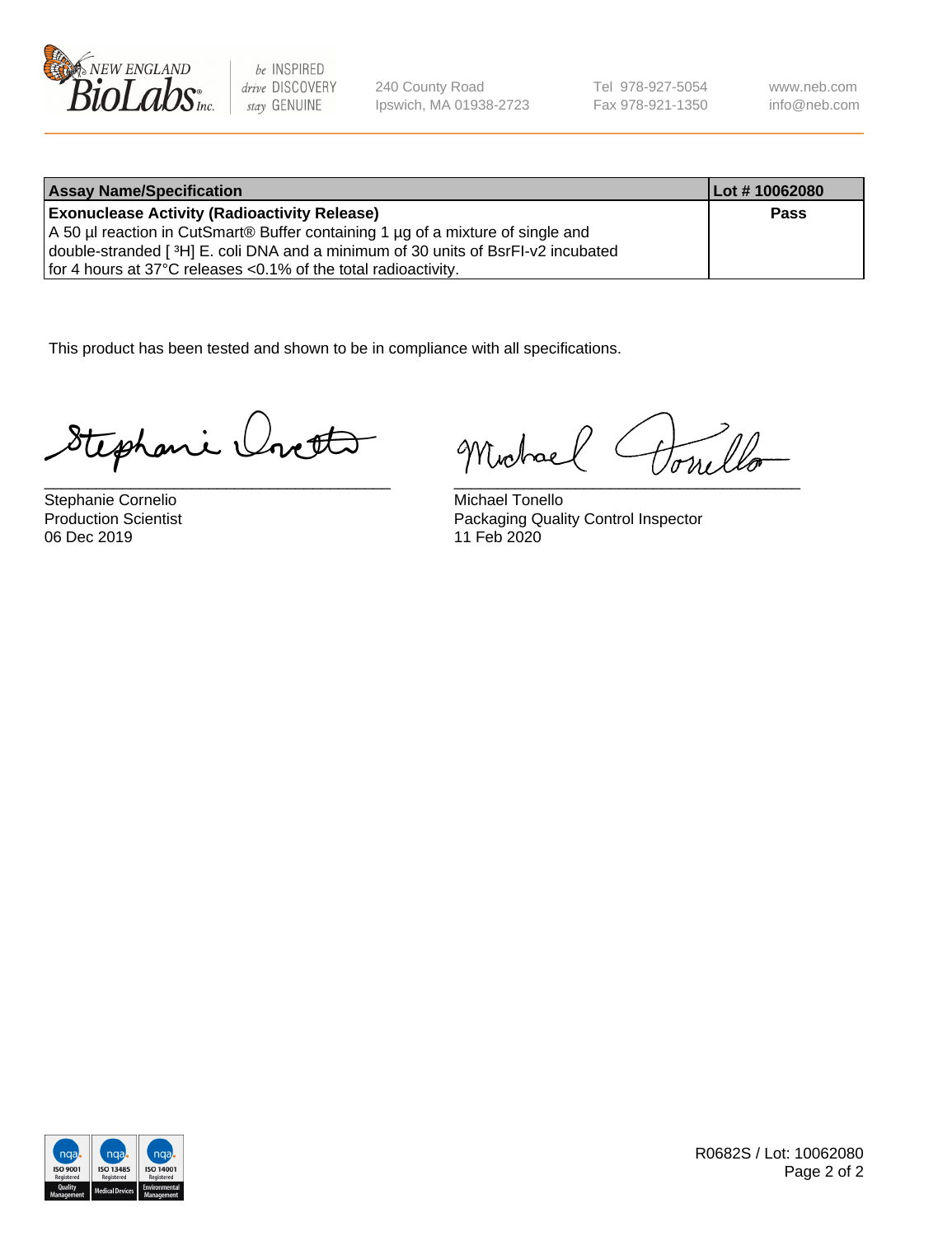240 County Road
Ipswich, MA 01938-2723

Tel 978-927-5054
Fax 978-921-1350

www.neb.com
info@neb.com

| Assay Name/Specification | Lot # 10062080 |
| --- | --- |
| **Exonuclease Activity (Radioactivity Release)**<br>A 50 µl reaction in CutSmart® Buffer containing 1 µg of a mixture of single and double-stranded [ $^3$H] E. coli DNA and a minimum of 30 units of BsrFI-v2 incubated for 4 hours at 37°C releases <0.1% of the total radioactivity. | **Pass** |

This product has been tested and shown to be in compliance with all specifications.

Stephanie Cornelio
Production Scientist
06 Dec 2019

Michael Tonello
Packaging Quality Control Inspector
11 Feb 2020

R0682S / Lot: 10062080